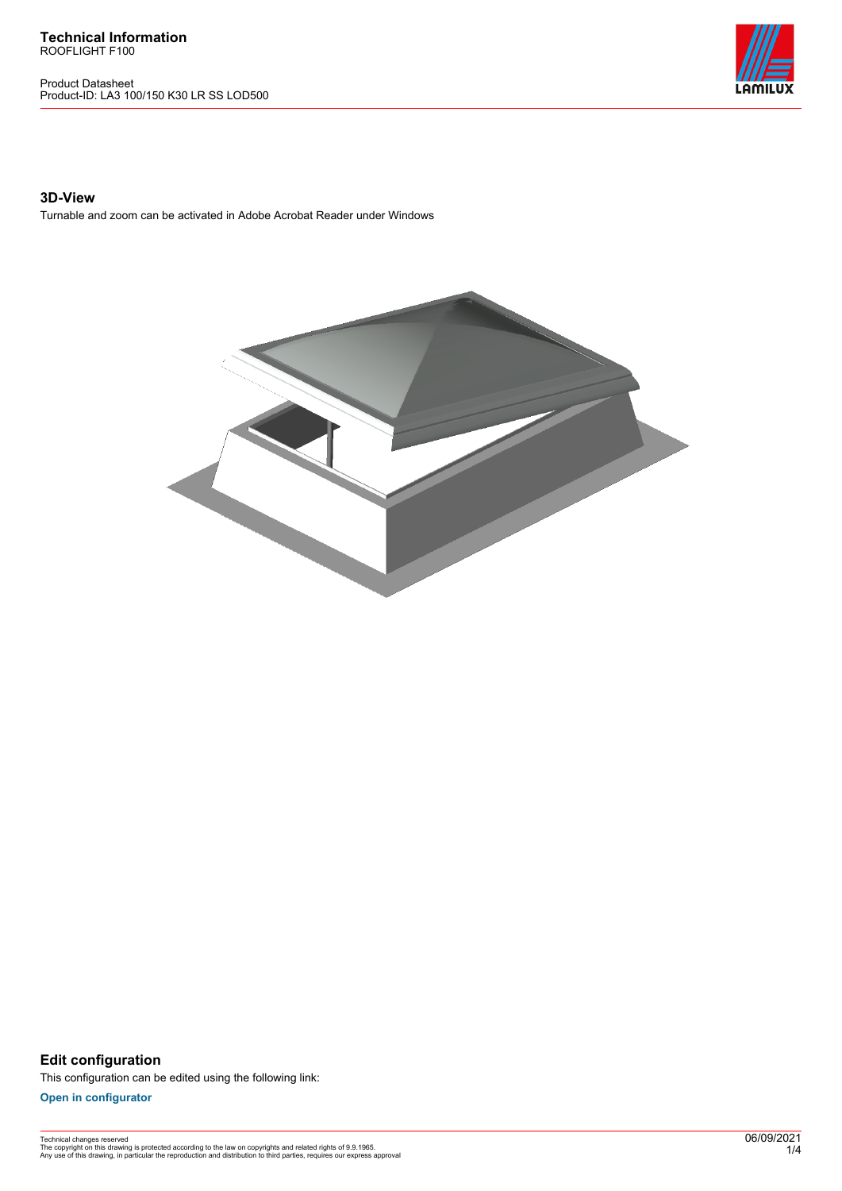**Technical Information**
ROOFLIGHT F100

Product Datasheet
Product-ID: LA3 100/150 K30 LR SS LOD500

## 3D-View

Turnable and zoom can be activated in Adobe Acrobat Reader under Windows

## Edit configuration

This configuration can be edited using the following link:

**Open in configurator**

Technical changes reserved
The copyright on this drawing is protected according to the law on copyrights and related rights of 9.9.1965.
Any use of this drawing, in particular the reproduction and distribution to third parties, requires our express approval

06/09/2021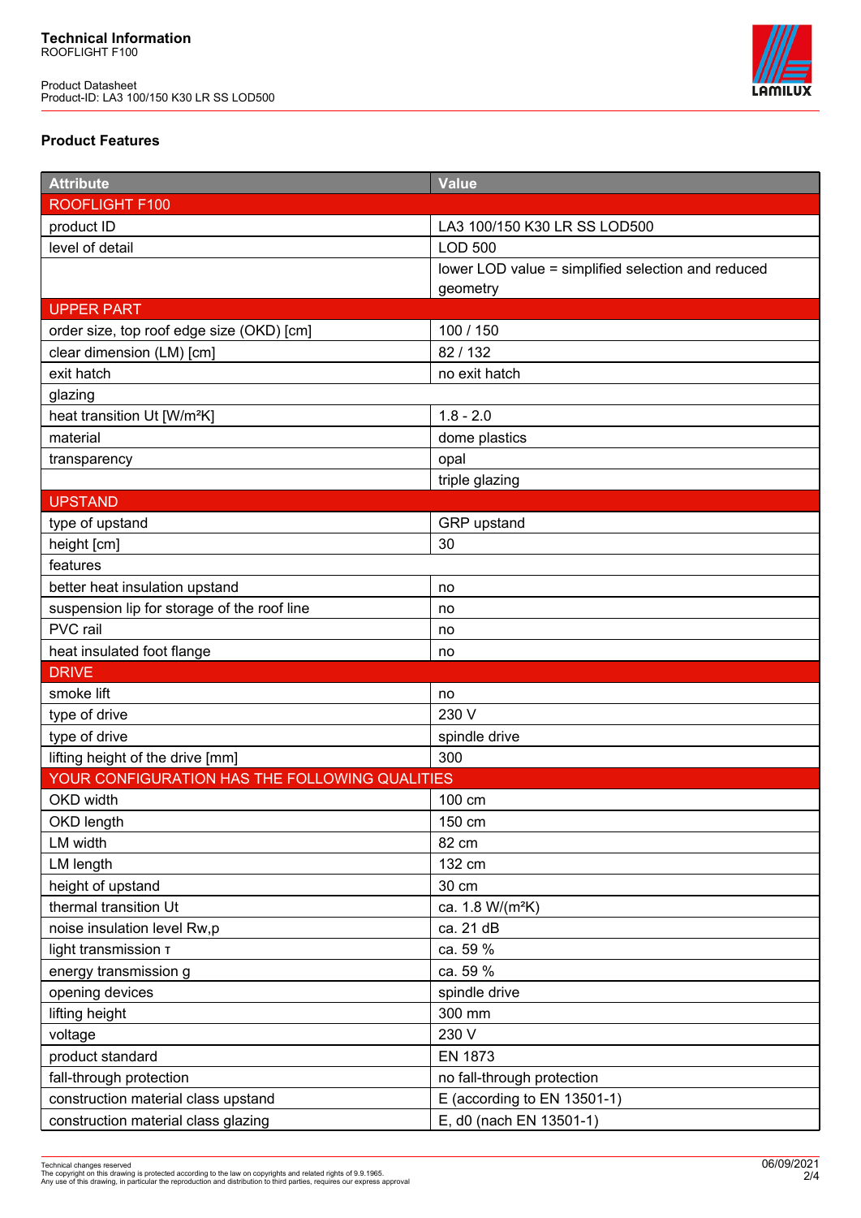**Technical Information**
ROOFLIGHT F100

Product Datasheet
Product-ID: LA3 100/150 K30 LR SS LOD500

### Product Features

| Attribute | Value |
|---|---|
| ROOFLIGHT F100 | |
| product ID | LA3 100/150 K30 LR SS LOD500 |
| level of detail | LOD 500 |
| | lower LOD value = simplified selection and reduced geometry |
| UPPER PART | |
| order size, top roof edge size (OKD) [cm] | 100 / 150 |
| clear dimension (LM) [cm] | 82 / 132 |
| exit hatch | no exit hatch |
| glazing | |
| heat transition Ut [W/m²K] | 1.8 - 2.0 |
| material | dome plastics |
| transparency | opal |
| | triple glazing |
| UPSTAND | |
| type of upstand | GRP upstand |
| height [cm] | 30 |
| features | |
| better heat insulation upstand | no |
| suspension lip for storage of the roof line | no |
| PVC rail | no |
| heat insulated foot flange | no |
| DRIVE | |
| smoke lift | no |
| type of drive | 230 V |
| type of drive | spindle drive |
| lifting height of the drive [mm] | 300 |
| YOUR CONFIGURATION HAS THE FOLLOWING QUALITIES | |
| OKD width | 100 cm |
| OKD length | 150 cm |
| LM width | 82 cm |
| LM length | 132 cm |
| height of upstand | 30 cm |
| thermal transition Ut | ca. 1.8 W/(m²K) |
| noise insulation level Rw,p | ca. 21 dB |
| light transmission τ | ca. 59 % |
| energy transmission g | ca. 59 % |
| opening devices | spindle drive |
| lifting height | 300 mm |
| voltage | 230 V |
| product standard | EN 1873 |
| fall-through protection | no fall-through protection |
| construction material class upstand | E (according to EN 13501-1) |
| construction material class glazing | E, d0 (nach EN 13501-1) |

Technical changes reserved
The copyright on this drawing is protected according to the law on copyrights and related rights of 9.9.1965.
Any use of this drawing, in particular the reproduction and distribution to third parties, requires our express approval

06/09/2021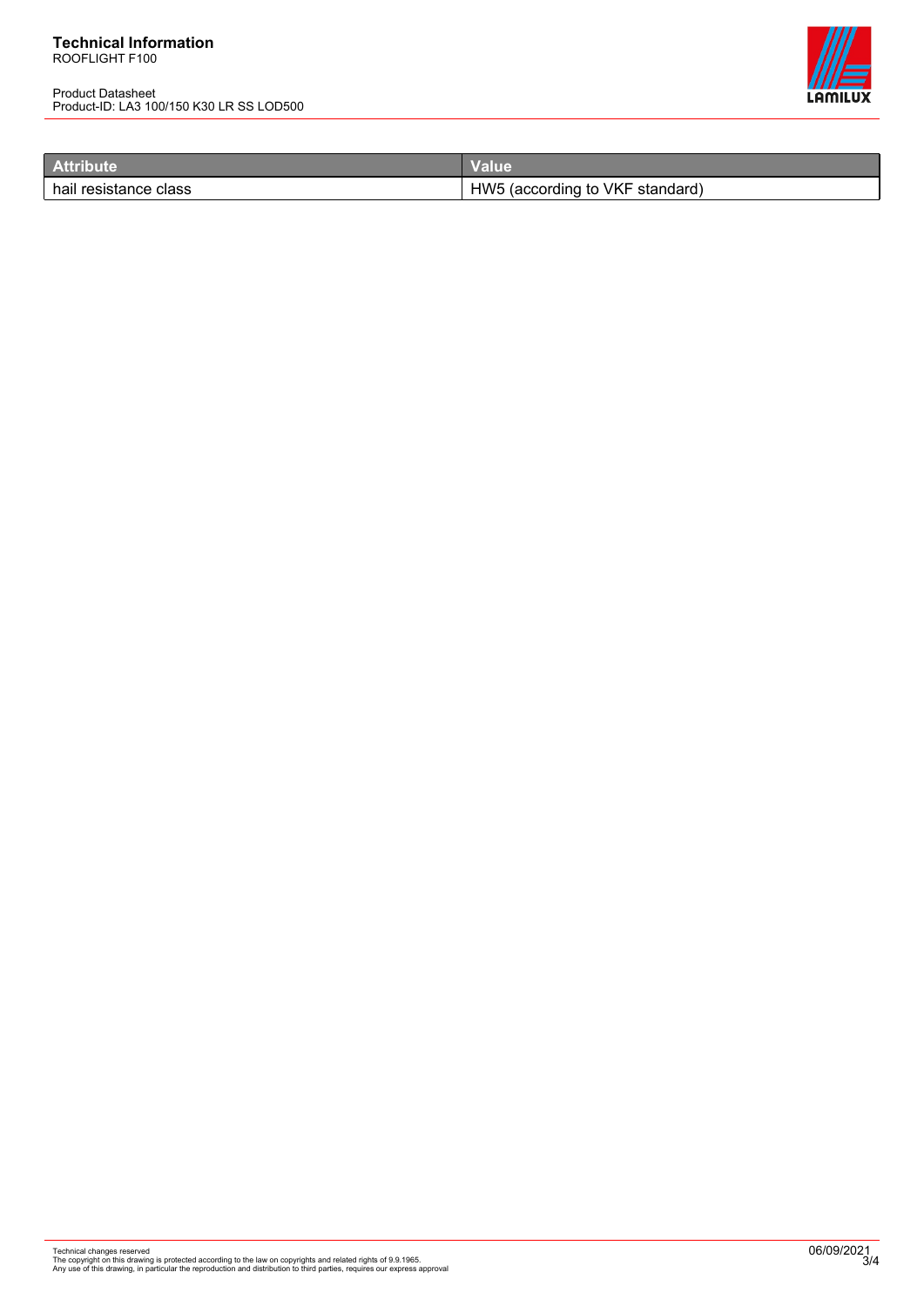| Attribute | Value |
| --- | --- |
| hail resistance class | HW5 (according to VKF standard) |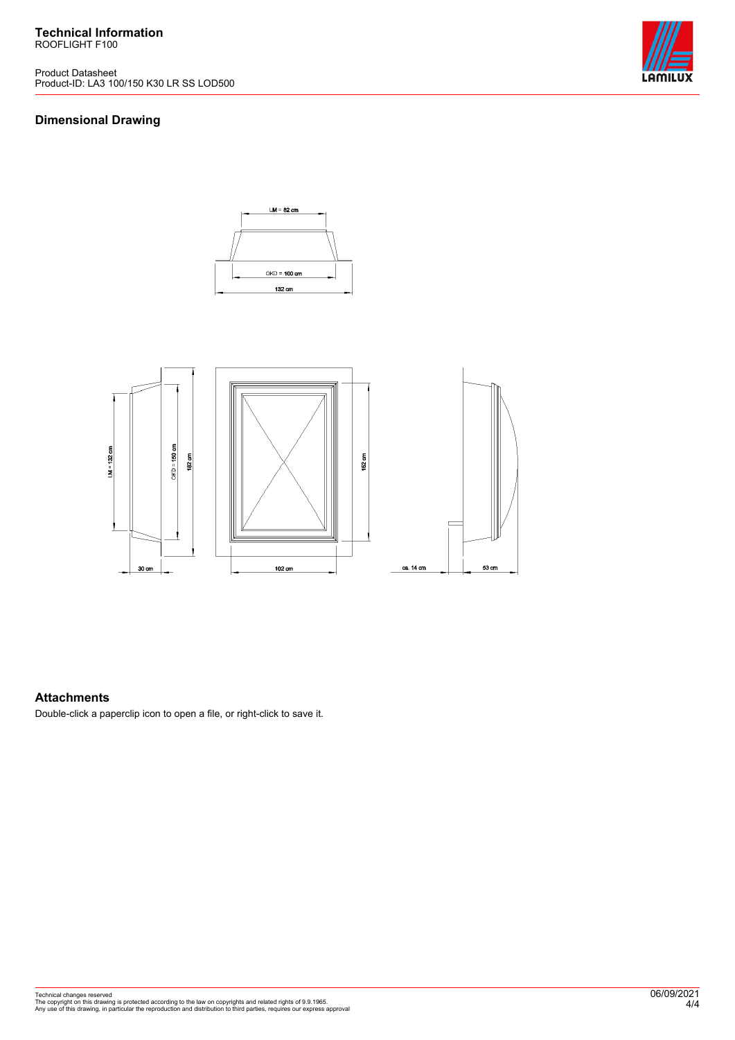# Technical Information

ROOFLIGHT F100

Product Datasheet
Product-ID: LA3 100/150 K30 LR SS LOD500

## Dimensional Drawing

LM = 82 cm

OKD = 100 cm

132 cm

LM = 132 cm

OKD = 150 cm

182 cm

30 cm

102 cm

152 cm

ca. 14 cm

53 cm

## Attachments

Double-click a paperclip icon to open a file, or right-click to save it.

Technical changes reserved
The copyright on this drawing is protected according to the law on copyrights and related rights of 9.9.1965.
Any use of this drawing, in particular the reproduction and distribution to third parties, requires our express approval

06/09/2021